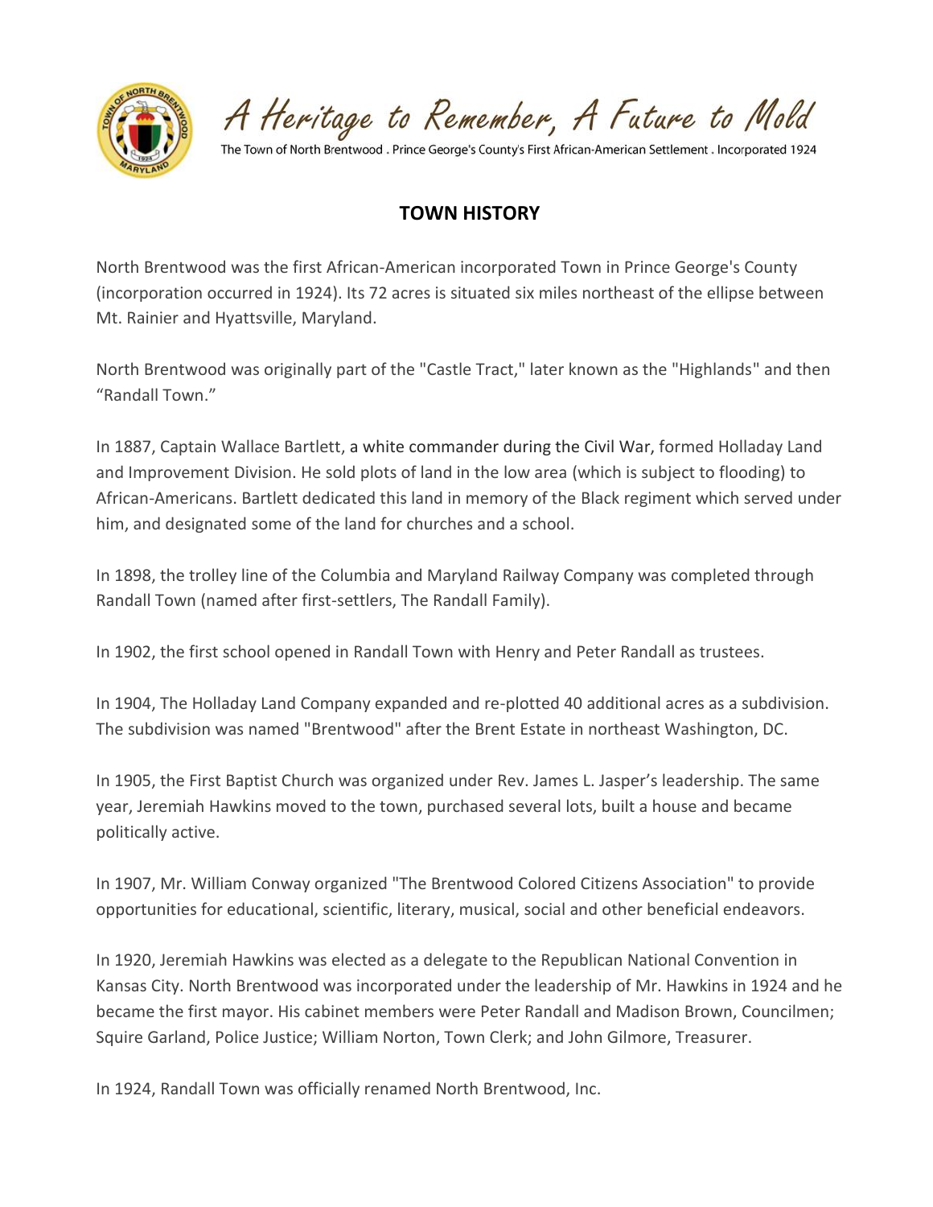A Heritage to Remember, A Future to Mold

The Town of North Brentwood . Prince George's County's First African-American Settlement . Incorporated 1924

## TOWN HISTORY

North Brentwood was the first African-American incorporated Town in Prince George's County (incorporation occurred in 1924). Its 72 acres is situated six miles northeast of the ellipse between Mt. Rainier and Hyattsville, Maryland.

North Brentwood was originally part of the "Castle Tract," later known as the "Highlands" and then "Randall Town."

In 1887, Captain Wallace Bartlett, a white commander during the Civil War, formed Holladay Land and Improvement Division. He sold plots of land in the low area (which is subject to flooding) to African-Americans. Bartlett dedicated this land in memory of the Black regiment which served under him, and designated some of the land for churches and a school.

In 1898, the trolley line of the Columbia and Maryland Railway Company was completed through Randall Town (named after first-settlers, The Randall Family).

In 1902, the first school opened in Randall Town with Henry and Peter Randall as trustees.

In 1904, The Holladay Land Company expanded and re-plotted 40 additional acres as a subdivision. The subdivision was named "Brentwood" after the Brent Estate in northeast Washington, DC.

In 1905, the First Baptist Church was organized under Rev. James L. Jasper's leadership. The same year, Jeremiah Hawkins moved to the town, purchased several lots, built a house and became politically active.

In 1907, Mr. William Conway organized "The Brentwood Colored Citizens Association" to provide opportunities for educational, scientific, literary, musical, social and other beneficial endeavors.

In 1920, Jeremiah Hawkins was elected as a delegate to the Republican National Convention in Kansas City. North Brentwood was incorporated under the leadership of Mr. Hawkins in 1924 and he became the first mayor. His cabinet members were Peter Randall and Madison Brown, Councilmen; Squire Garland, Police Justice; William Norton, Town Clerk; and John Gilmore, Treasurer.

In 1924, Randall Town was officially renamed North Brentwood, Inc.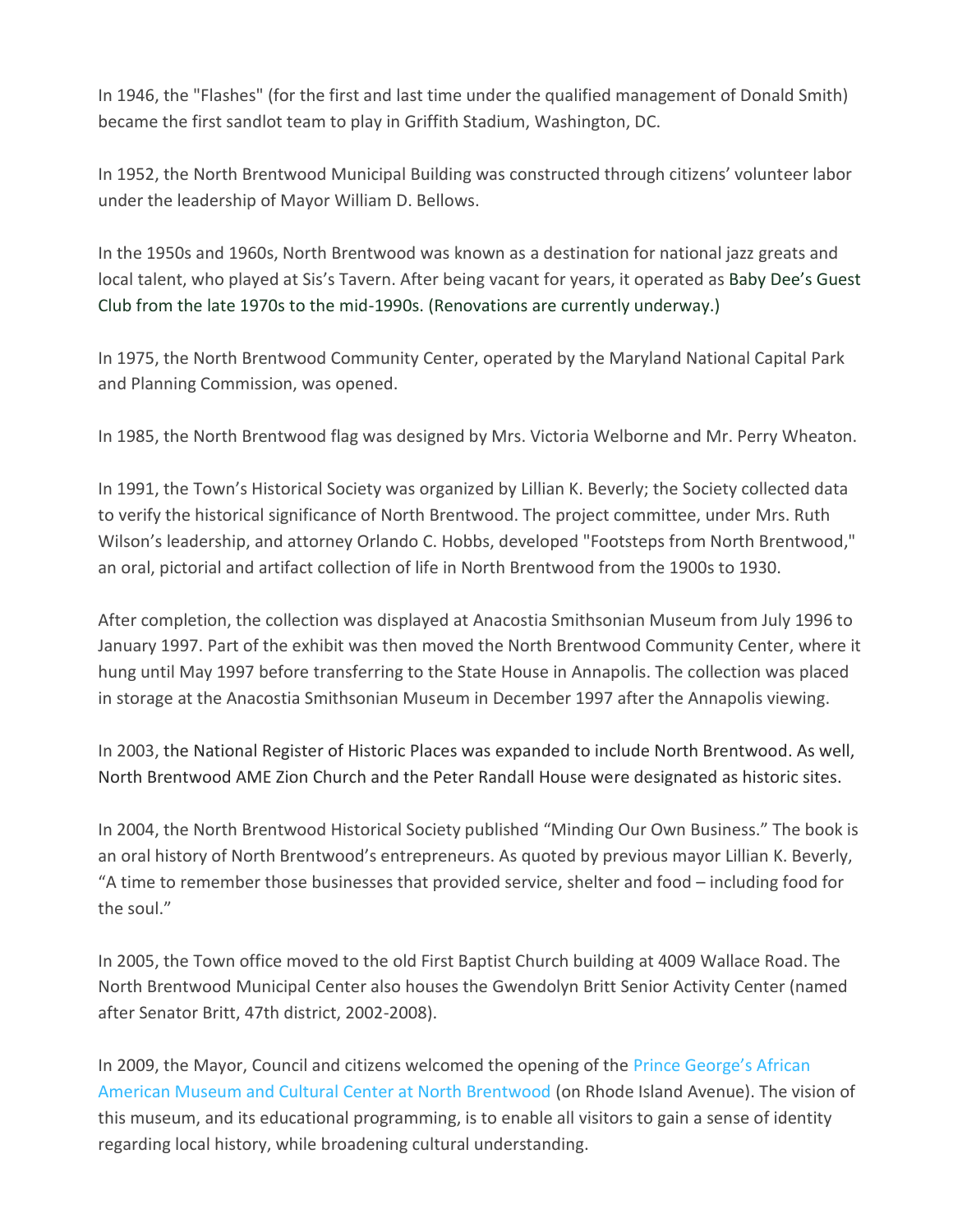In 1946, the "Flashes" (for the first and last time under the qualified management of Donald Smith) became the first sandlot team to play in Griffith Stadium, Washington, DC.

In 1952, the North Brentwood Municipal Building was constructed through citizens' volunteer labor under the leadership of Mayor William D. Bellows.

In the 1950s and 1960s, North Brentwood was known as a destination for national jazz greats and local talent, who played at Sis's Tavern. After being vacant for years, it operated as Baby Dee's Guest Club from the late 1970s to the mid-1990s. (Renovations are currently underway.)

In 1975, the North Brentwood Community Center, operated by the Maryland National Capital Park and Planning Commission, was opened.

In 1985, the North Brentwood flag was designed by Mrs. Victoria Welborne and Mr. Perry Wheaton.

In 1991, the Town's Historical Society was organized by Lillian K. Beverly; the Society collected data to verify the historical significance of North Brentwood. The project committee, under Mrs. Ruth Wilson's leadership, and attorney Orlando C. Hobbs, developed "Footsteps from North Brentwood," an oral, pictorial and artifact collection of life in North Brentwood from the 1900s to 1930.

After completion, the collection was displayed at Anacostia Smithsonian Museum from July 1996 to January 1997. Part of the exhibit was then moved the North Brentwood Community Center, where it hung until May 1997 before transferring to the State House in Annapolis. The collection was placed in storage at the Anacostia Smithsonian Museum in December 1997 after the Annapolis viewing.

In 2003, the National Register of Historic Places was expanded to include North Brentwood. As well, North Brentwood AME Zion Church and the Peter Randall House were designated as historic sites.

In 2004, the North Brentwood Historical Society published "Minding Our Own Business." The book is an oral history of North Brentwood's entrepreneurs. As quoted by previous mayor Lillian K. Beverly, "A time to remember those businesses that provided service, shelter and food – including food for the soul."

In 2005, the Town office moved to the old First Baptist Church building at 4009 Wallace Road. The North Brentwood Municipal Center also houses the Gwendolyn Britt Senior Activity Center (named after Senator Britt, 47th district, 2002-2008).

In 2009, the Mayor, Council and citizens welcomed the opening of the Prince George's African American Museum and Cultural Center at North Brentwood (on Rhode Island Avenue). The vision of this museum, and its educational programming, is to enable all visitors to gain a sense of identity regarding local history, while broadening cultural understanding.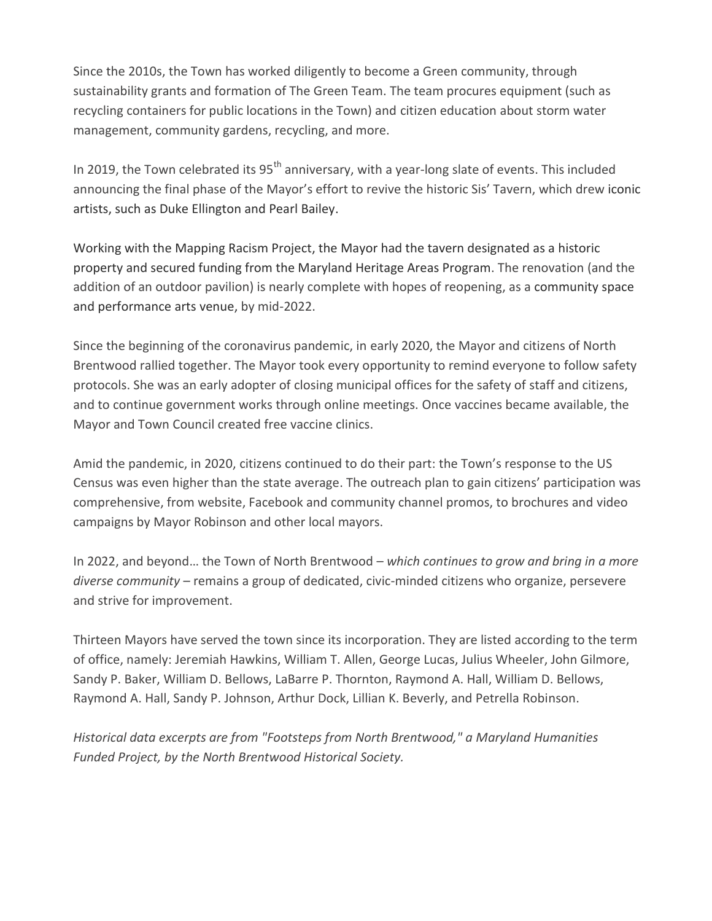Since the 2010s, the Town has worked diligently to become a Green community, through sustainability grants and formation of The Green Team. The team procures equipment (such as recycling containers for public locations in the Town) and citizen education about storm water management, community gardens, recycling, and more.

In 2019, the Town celebrated its 95th anniversary, with a year-long slate of events. This included announcing the final phase of the Mayor's effort to revive the historic Sis' Tavern, which drew iconic artists, such as Duke Ellington and Pearl Bailey.

Working with the Mapping Racism Project, the Mayor had the tavern designated as a historic property and secured funding from the Maryland Heritage Areas Program. The renovation (and the addition of an outdoor pavilion) is nearly complete with hopes of reopening, as a community space and performance arts venue, by mid-2022.

Since the beginning of the coronavirus pandemic, in early 2020, the Mayor and citizens of North Brentwood rallied together. The Mayor took every opportunity to remind everyone to follow safety protocols. She was an early adopter of closing municipal offices for the safety of staff and citizens, and to continue government works through online meetings. Once vaccines became available, the Mayor and Town Council created free vaccine clinics.

Amid the pandemic, in 2020, citizens continued to do their part: the Town's response to the US Census was even higher than the state average. The outreach plan to gain citizens' participation was comprehensive, from website, Facebook and community channel promos, to brochures and video campaigns by Mayor Robinson and other local mayors.

In 2022, and beyond… the Town of North Brentwood – *which continues to grow and bring in a more diverse community* – remains a group of dedicated, civic-minded citizens who organize, persevere and strive for improvement.

Thirteen Mayors have served the town since its incorporation. They are listed according to the term of office, namely: Jeremiah Hawkins, William T. Allen, George Lucas, Julius Wheeler, John Gilmore, Sandy P. Baker, William D. Bellows, LaBarre P. Thornton, Raymond A. Hall, William D. Bellows, Raymond A. Hall, Sandy P. Johnson, Arthur Dock, Lillian K. Beverly, and Petrella Robinson.

*Historical data excerpts are from "Footsteps from North Brentwood," a Maryland Humanities Funded Project, by the North Brentwood Historical Society.*